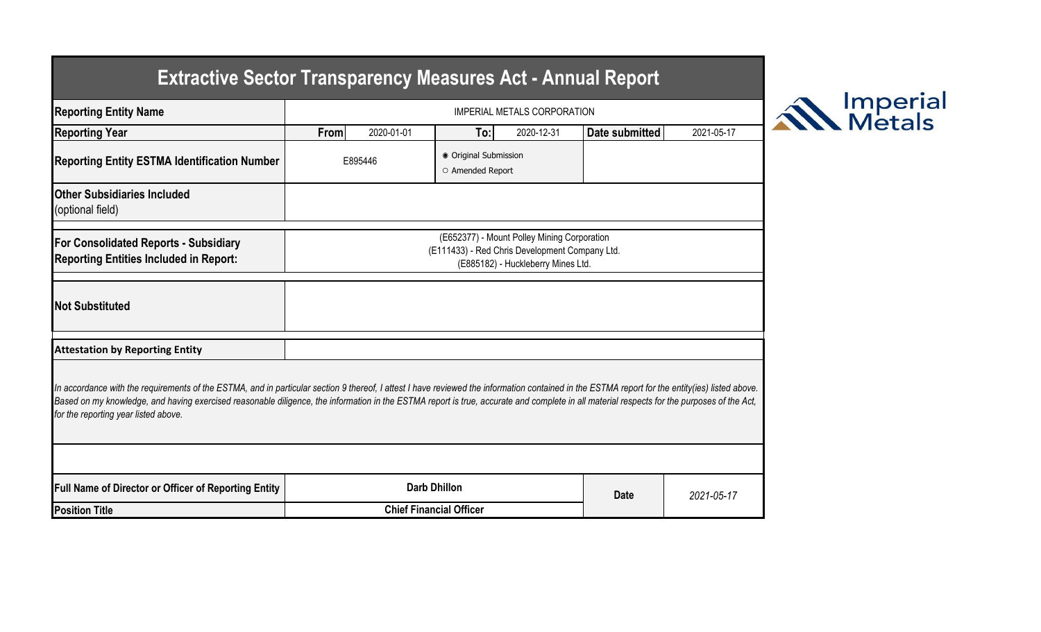# Extractive Sector Transparency Measures Act - Annual Report

Imperial Metals

| Reporting Entity Name | IMPERIAL METALS CORPORATION | | | | | |
|---|---|---|---|---|---|---|
| Reporting Year | From | 2020-01-01 | To: | 2020-12-31 | Date submitted | 2021-05-17 |
| Reporting Entity ESTMA Identification Number | E895446 | | ◉ Original Submission<br>○ Amended Report | | | |
| Other Subsidiaries Included<br>(optional field) | | | | | | |
| For Consolidated Reports - Subsidiary Reporting Entities Included in Report: | (E652377) - Mount Polley Mining Corporation<br>(E111433) - Red Chris Development Company Ltd.<br>(E885182) - Huckleberry Mines Ltd. | | | | | |
| Not Substituted | | | | | | |

**Attestation by Reporting Entity**

*In accordance with the requirements of the ESTMA, and in particular section 9 thereof, I attest I have reviewed the information contained in the ESTMA report for the entity(ies) listed above. Based on my knowledge, and having exercised reasonable diligence, the information in the ESTMA report is true, accurate and complete in all material respects for the purposes of the Act, for the reporting year listed above.*

| Full Name of Director or Officer of Reporting Entity | Darb Dhillon | Date | 2021-05-17 |
|---|---|---|---|
| Position Title | Chief Financial Officer | | |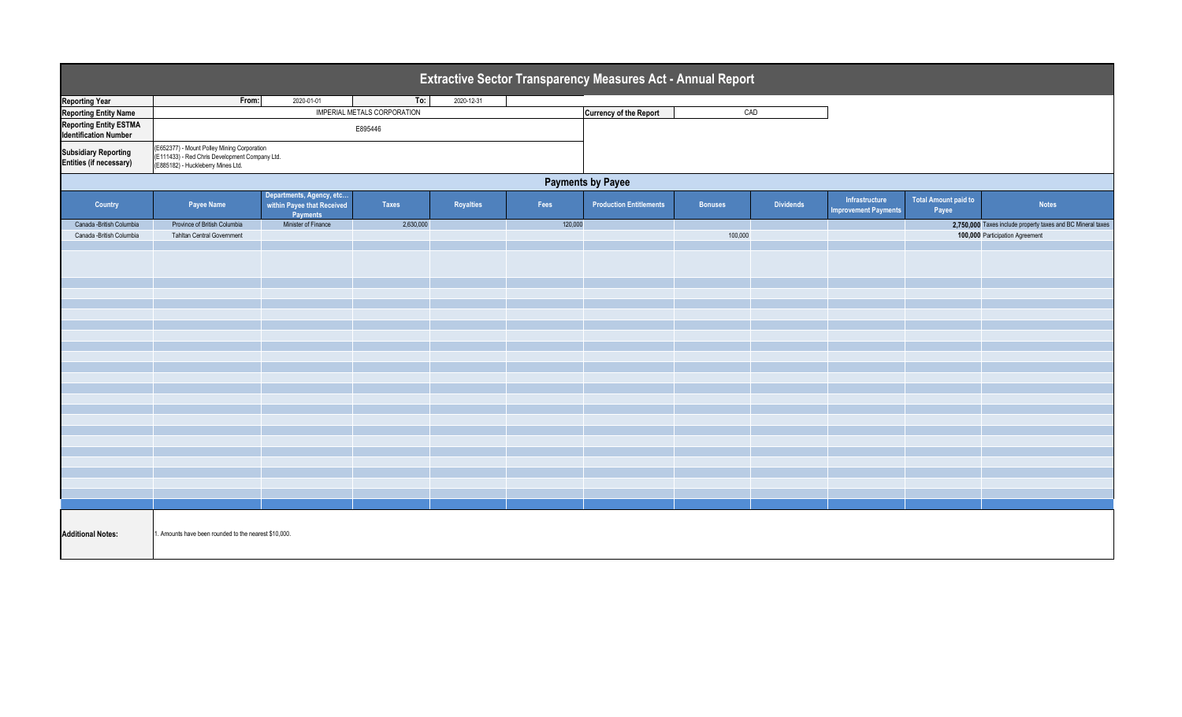# Extractive Sector Transparency Measures Act - Annual Report

| | | | | | |
|---|---|---|---|---|---|
| **Reporting Year** | From: | 2020-01-01 | To: | 2020-12-31 | |
| **Reporting Entity Name** | IMPERIAL METALS CORPORATION | | | **Currency of the Report** | CAD |
| **Reporting Entity ESTMA Identification Number** | E895446 | | | | |
| **Subsidiary Reporting Entities (if necessary)** | (E652377) - Mount Polley Mining Corporation<br>(E111433) - Red Chris Development Company Ltd.<br>(E885182) - Huckleberry Mines Ltd. | | | | |

## Payments by Payee

| Country | Payee Name | Departments, Agency, etc... within Payee that Received Payments | Taxes | Royalties | Fees | Production Entitlements | Bonuses | Dividends | Infrastructure Improvement Payments | Total Amount paid to Payee | Notes |
|---|---|---|---|---|---|---|---|---|---|---|---|
| Canada -British Columbia | Province of British Columbia | Minister of Finance | 2,630,000 | | 120,000 | | | | | **2,750,000** | Taxes include property taxes and BC Mineral taxes |
| Canada -British Columbia | Tahltan Central Government | | | | | | 100,000 | | | **100,000** | Participation Agreement |

**Additional Notes:**

1. Amounts have been rounded to the nearest $10,000.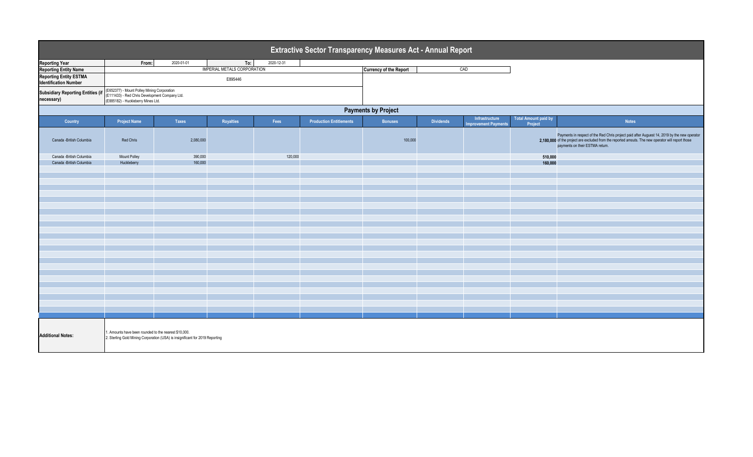# Extractive Sector Transparency Measures Act - Annual Report

| | | | | |
|---|---|---|---|---|
| **Reporting Year** | From: | 2020-01-01 | To: | 2020-12-31 |
| **Reporting Entity Name** | IMPERIAL METALS CORPORATION | | **Currency of the Report** | CAD |
| **Reporting Entity ESTMA Identification Number** | E895446 | | | |
| **Subsidiary Reporting Entities (if necessary)** | (E652377) - Mount Polley Mining Corporation<br>(E111433) - Red Chris Development Company Ltd.<br>(E885182) - Huckleberry Mines Ltd. | | | |

## Payments by Project

| Country | Project Name | Taxes | Royalties | Fees | Production Entitlements | Bonuses | Dividends | Infrastructure Improvement Payments | Total Amount paid by Project | Notes |
|---|---|---|---|---|---|---|---|---|---|---|
| Canada -British Columbia | Red Chris | 2,080,000 | | | | 100,000 | | | 2,180,000 | Payments in respect of the Red Chris project paid after August 14, 2019 by the new operator of the project are excluded from the reported amouts. The new operator will report those payments on their ESTMA return. |
| Canada -British Columbia | Mount Polley | 390,000 | | 120,000 | | | | | 510,000 | |
| Canada -British Columbia | Huckleberry | 160,000 | | | | | | | 160,000 | |

**Additional Notes:**

1. Amounts have been rounded to the nearest $10,000.
2. Sterling Gold Mining Corporation (USA) is insignificant for 2019 Reporting